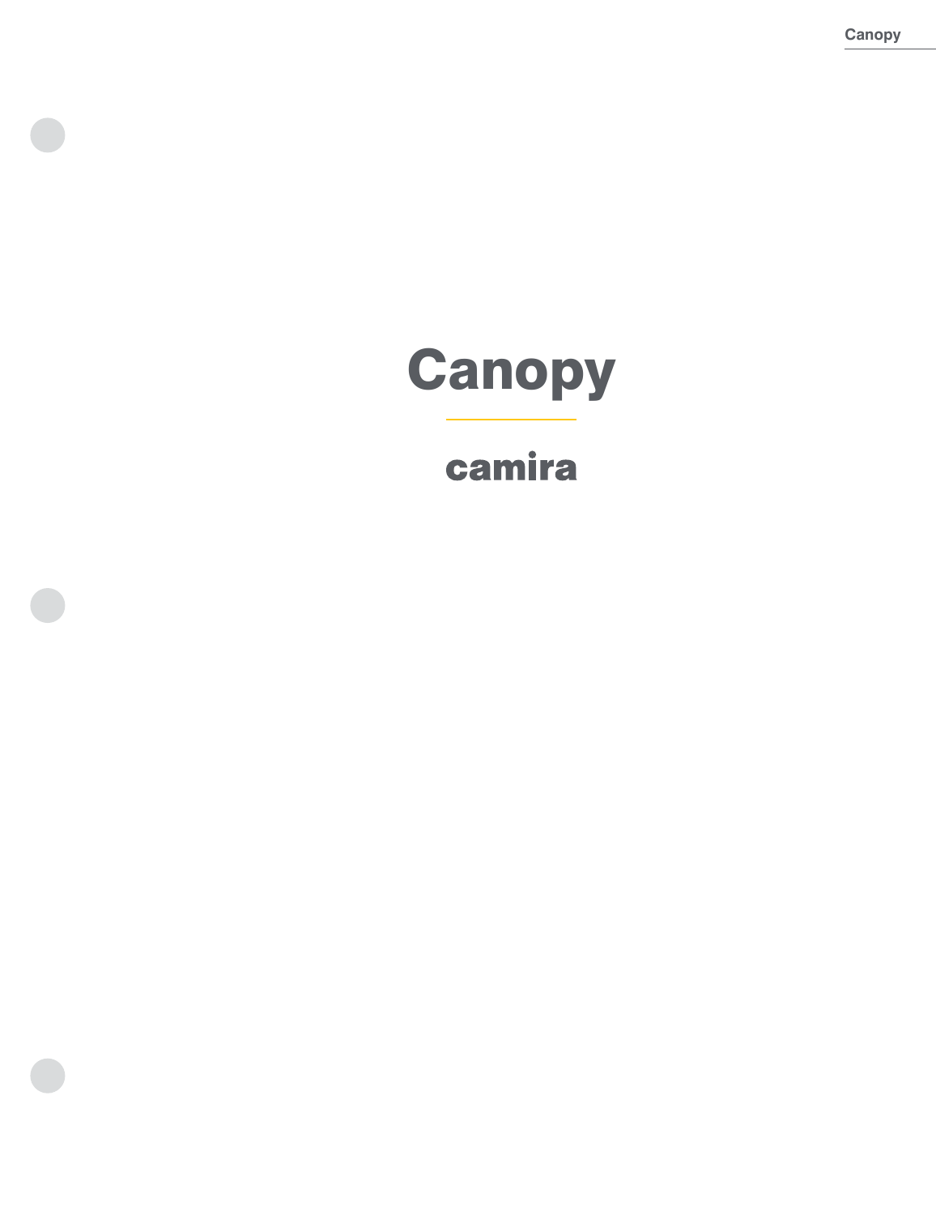# Canopy

camira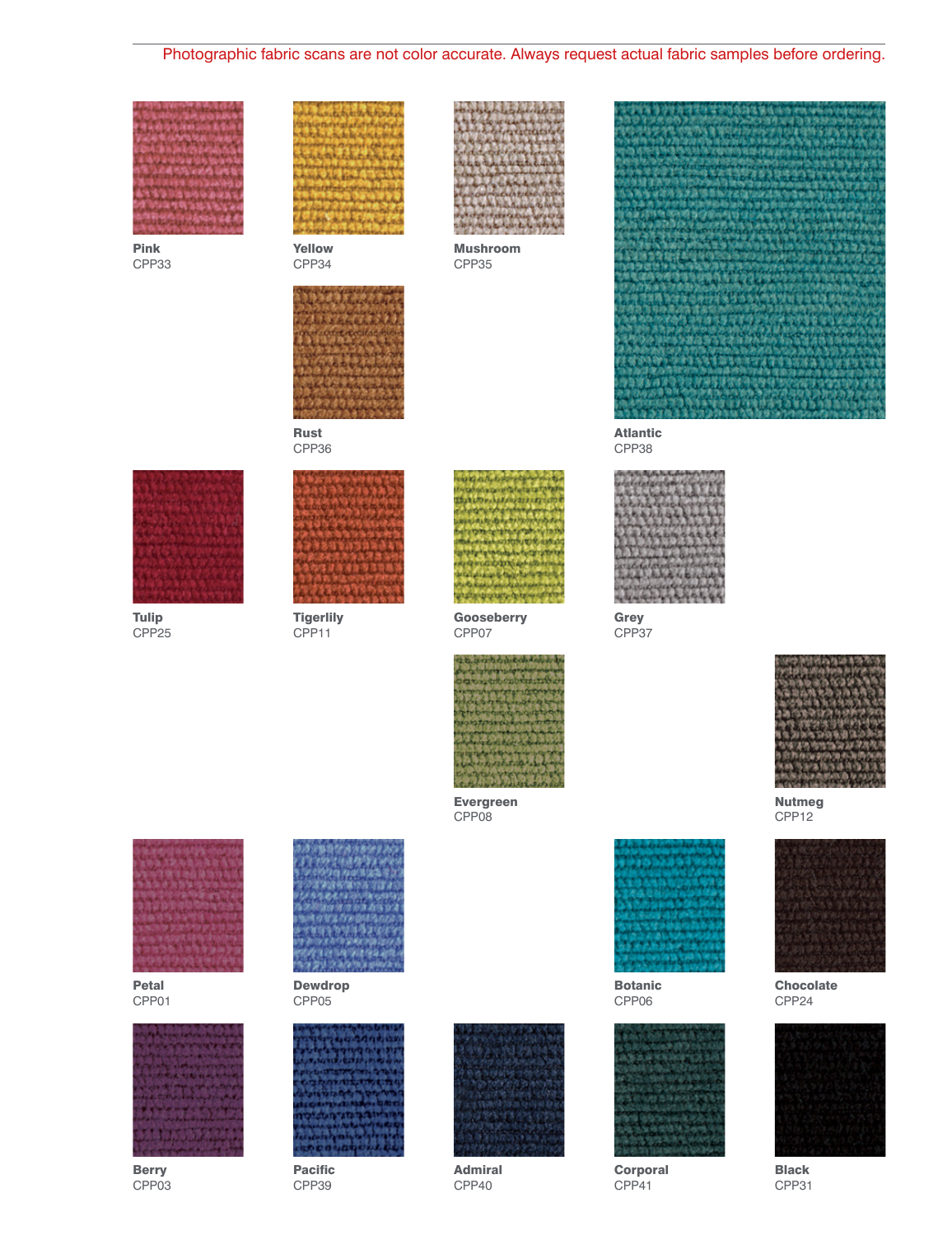Photographic fabric scans are not color accurate. Always request actual fabric samples before ordering.

**Pink**
CPP33

**Yellow**
CPP34

**Mushroom**
CPP35

**Rust**
CPP36

**Atlantic**
CPP38

**Tulip**
CPP25

**Tigerlily**
CPP11

**Gooseberry**
CPP07

**Grey**
CPP37

**Evergreen**
CPP08

**Nutmeg**
CPP12

**Petal**
CPP01

**Dewdrop**
CPP05

**Botanic**
CPP06

**Chocolate**
CPP24

**Berry**
CPP03

**Pacific**
CPP39

**Admiral**
CPP40

**Corporal**
CPP41

**Black**
CPP31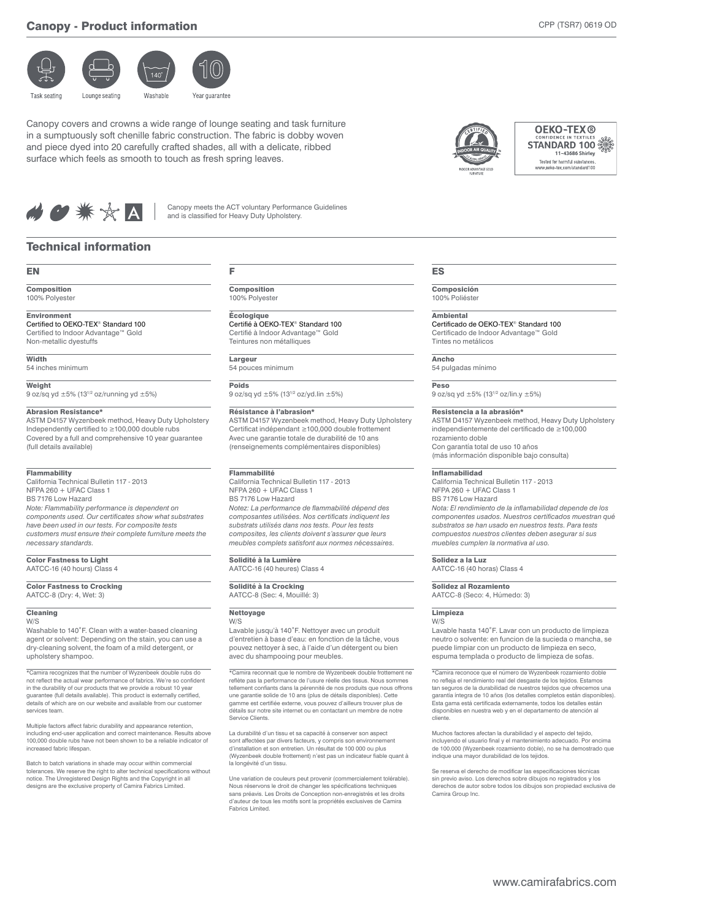# Canopy - Product information

CPP (TSR7) 0619 OD

Task seating
Lounge seating
Washable
Year guarantee

140˚
10

Canopy covers and crowns a wide range of lounge seating and task furniture in a sumptuously soft chenille fabric construction. The fabric is dobby woven and piece dyed into 20 carefully crafted shades, all with a delicate, ribbed surface which feels as smooth to touch as fresh spring leaves.

CERTIFIED INDOOR AIR QUALITY
INDOOR ADVANTAGE GOLD FURNITURE

OEKO-TEX®
CONFIDENCE IN TEXTILES
STANDARD 100
11-43686 Shirley
Tested for harmful substances.
www.oeko-tex.com/standard100

Canopy meets the ACT voluntary Performance Guidelines and is classified for Heavy Duty Upholstery.

## Technical information

### EN

**Composition**
100% Polyester

**Environment**
Certified to OEKO-TEX® Standard 100
Certified to Indoor Advantage™ Gold
Non-metallic dyestuffs

**Width**
54 inches minimum

**Weight**
9 oz/sq yd ±5% (13 1/2 oz/running yd ±5%)

**Abrasion Resistance***
ASTM D4157 Wyzenbeek method, Heavy Duty Upholstery
Independently certified to ≥100,000 double rubs
Covered by a full and comprehensive 10 year guarantee (full details available)

**Flammability**
California Technical Bulletin 117 - 2013
NFPA 260 + UFAC Class 1
BS 7176 Low Hazard
*Note: Flammability performance is dependent on components used. Our certificates show what substrates have been used in our tests. For composite tests customers must ensure their complete furniture meets the necessary standards.*

**Color Fastness to Light**
AATCC-16 (40 hours) Class 4

**Color Fastness to Crocking**
AATCC-8 (Dry: 4, Wet: 3)

**Cleaning**
W/S
Washable to 140˚F. Clean with a water-based cleaning agent or solvent: Depending on the stain, you can use a dry-cleaning solvent, the foam of a mild detergent, or upholstery shampoo.

*Camira recognizes that the number of Wyzenbeek double rubs do not reflect the actual wear performance of fabrics. We're so confident in the durability of our products that we provide a robust 10 year guarantee (full details available). This product is externally certified, details of which are on our website and available from our customer services team.

Multiple factors affect fabric durability and appearance retention, including end-user application and correct maintenance. Results above 100,000 double rubs have not been shown to be a reliable indicator of increased fabric lifespan.

Batch to batch variations in shade may occur within commercial tolerances. We reserve the right to alter technical specifications without notice. The Unregistered Design Rights and the Copyright in all designs are the exclusive property of Camira Fabrics Limited.

### F

**Composition**
100% Polyester

**Écologique**
Certifié à OEKO-TEX® Standard 100
Certifié à Indoor Advantage™ Gold
Teintures non métalliques

**Largeur**
54 pouces minimum

**Poids**
9 oz/sq yd ±5% (13 1/2 oz/yd.lin ±5%)

**Résistance à l'abrasion***
ASTM D4157 Wyzenbeek method, Heavy Duty Upholstery
Certificat indépendant ≥100,000 double frottement
Avec une garantie totale de durabilité de 10 ans (renseignements complémentaires disponibles)

**Flammabilité**
California Technical Bulletin 117 - 2013
NFPA 260 + UFAC Class 1
BS 7176 Low Hazard
*Notez: La performance de flammabilité dépend des composantes utilisées. Nos certificats indiquent les substrats utilisés dans nos tests. Pour les tests composites, les clients doivent s'assurer que leurs meubles complets satisfont aux normes nécessaires.*

**Solidité à la Lumière**
AATCC-16 (40 heures) Class 4

**Solidité à la Crocking**
AATCC-8 (Sec: 4, Mouillé: 3)

**Nettoyage**
W/S
Lavable jusqu'à 140˚F. Nettoyer avec un produit d'entretien à base d'eau: en fonction de la tâche, vous pouvez nettoyer à sec, à l'aide d'un détergent ou bien avec du shampooing pour meubles.

*Camira reconnait que le nombre de Wyzenbeek double frottement ne reflète pas la performance de l'usure réelle des tissus. Nous sommes tellement confiants dans la pérennité de nos produits que nous offrons une garantie solide de 10 ans (plus de détails disponibles). Cette gamme est certifiée externe, vous pouvez d'ailleurs trouver plus de détails sur notre site internet ou en contactant un membre de notre Service Clients.

La durabilité d'un tissu et sa capacité à conserver son aspect sont affectées par divers facteurs, y compris son environnement d'installation et son entretien. Un résultat de 100 000 ou plus (Wyzenbeek double frottement) n'est pas un indicateur fiable quant à la longévité d'un tissu.

Une variation de couleurs peut provenir (commercialement tolérable). Nous réservons le droit de changer les spécifications techniques sans préavis. Les Droits de Conception non-enregistrés et les droits d'auteur de tous les motifs sont la propriétés exclusives de Camira Fabrics Limited.

### ES

**Composición**
100% Poliéster

**Ambiental**
Certificado de OEKO-TEX® Standard 100
Certificado de Indoor Advantage™ Gold
Tintes no metálicos

**Ancho**
54 pulgadas mínimo

**Peso**
9 oz/sq yd ±5% (13 1/2 oz/lin.y ±5%)

**Resistencia a la abrasión***
ASTM D4157 Wyzenbeek method, Heavy Duty Upholstery independientemente del certificado de ≥100,000 rozamiento doble
Con garantía total de uso 10 años (más información disponible bajo consulta)

**Inflamabilidad**
California Technical Bulletin 117 - 2013
NFPA 260 + UFAC Class 1
BS 7176 Low Hazard
*Nota: El rendimiento de la inflamabilidad depende de los componentes usados. Nuestros certificados muestran qué substratos se han usado en nuestros tests. Para tests compuestos nuestros clientes deben asegurar si sus muebles cumplen la normativa al uso.*

**Solidez a la Luz**
AATCC-16 (40 horas) Class 4

**Solidez al Rozamiento**
AATCC-8 (Seco: 4, Húmedo: 3)

**Limpieza**
W/S
Lavable hasta 140˚F. Lavar con un producto de limpieza neutro o solvente: en funcion de la sucieda o mancha, se puede limpiar con un producto de limpieza en seco, espuma templada o producto de limpieza de sofas.

*Camira reconoce que el número de Wyzenbeek rozamiento doble no refleja el rendimiento real del desgaste de los tejidos. Estamos tan seguros de la durabilidad de nuestros tejidos que ofrecemos una garantia integra de 10 años (los detalles completos están disponibles). Esta gama está certificada externamente, todos los detalles están disponibles en nuestra web y en el departamento de atención al cliente.

Muchos factores afectan la durabilidad y el aspecto del tejido, incluyendo el usuario final y el mantenimiento adecuado. Por encima de 100.000 (Wyzenbeek rozamiento doble), no se ha demostrado que indique una mayor durabilidad de los tejidos.

Se reserva el derecho de modificar las especificaciones técnicas sin previo aviso. Los derechos sobre dibujos no registrados y los derechos de autor sobre todos los dibujos son propiedad exclusiva de Camira Group Inc.

www.camirafabrics.com